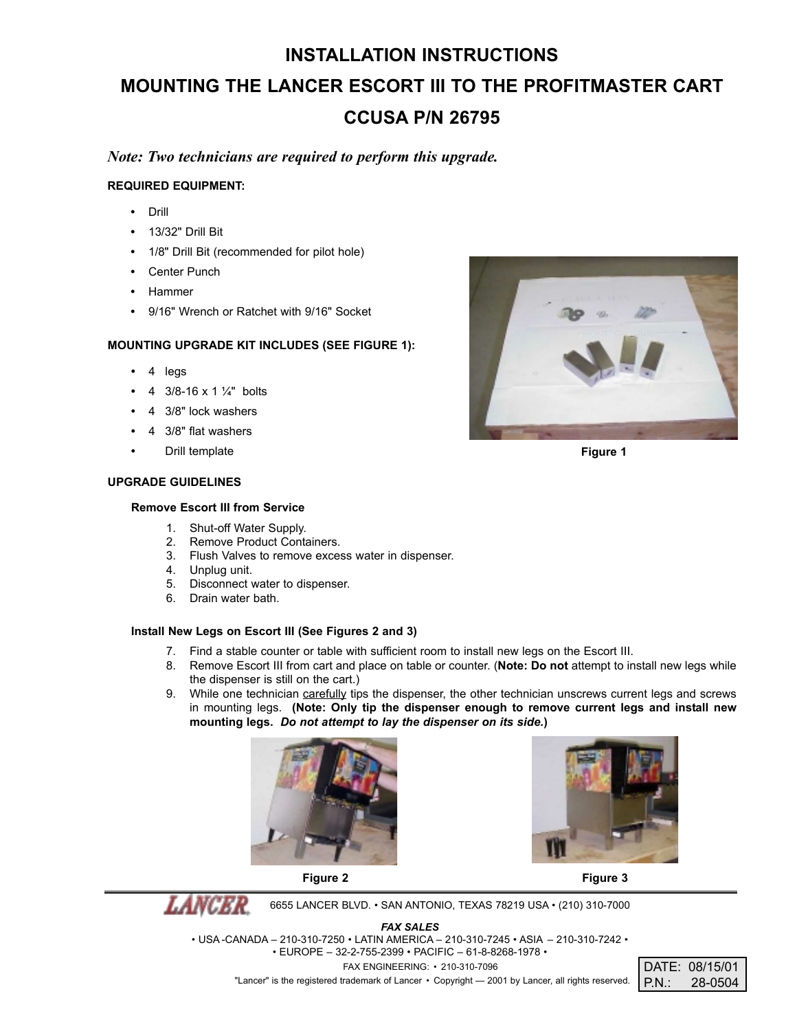# INSTALLATION INSTRUCTIONS

# MOUNTING THE LANCER ESCORT III TO THE PROFITMASTER CART

# CCUSA P/N 26795

*Note: Two technicians are required to perform this upgrade.*

**REQUIRED EQUIPMENT:**

- Drill
- 13/32" Drill Bit
- 1/8" Drill Bit (recommended for pilot hole)
- Center Punch
- Hammer
- 9/16" Wrench or Ratchet with 9/16" Socket

**MOUNTING UPGRADE KIT INCLUDES (SEE FIGURE 1):**

- 4 legs
- 4 3/8-16 x 1 ¼" bolts
- 4 3/8" lock washers
- 4 3/8" flat washers
- Drill template

Figure 1

**UPGRADE GUIDELINES**

**Remove Escort III from Service**

1. Shut-off Water Supply.
2. Remove Product Containers.
3. Flush Valves to remove excess water in dispenser.
4. Unplug unit.
5. Disconnect water to dispenser.
6. Drain water bath.

**Install New Legs on Escort III (See Figures 2 and 3)**

7. Find a stable counter or table with sufficient room to install new legs on the Escort III.
8. Remove Escort III from cart and place on table or counter. (**Note: Do not** attempt to install new legs while the dispenser is still on the cart.)
9. While one technician carefully tips the dispenser, the other technician unscrews current legs and screws in mounting legs. **(Note: Only tip the dispenser enough to remove current legs and install new mounting legs. *Do not attempt to lay the dispenser on its side.*)**

Figure 2

Figure 3

LANCER 6655 LANCER BLVD. • SAN ANTONIO, TEXAS 78219 USA • (210) 310-7000

*FAX SALES*

• USA -CANADA – 210-310-7250 • LATIN AMERICA – 210-310-7245 • ASIA – 210-310-7242 •
• EUROPE – 32-2-755-2399 • PACIFIC – 61-8-8268-1978 •

FAX ENGINEERING: • 210-310-7096

"Lancer" is the registered trademark of Lancer • Copyright — 2001 by Lancer, all rights reserved.

DATE: 08/15/01
P.N.: 28-0504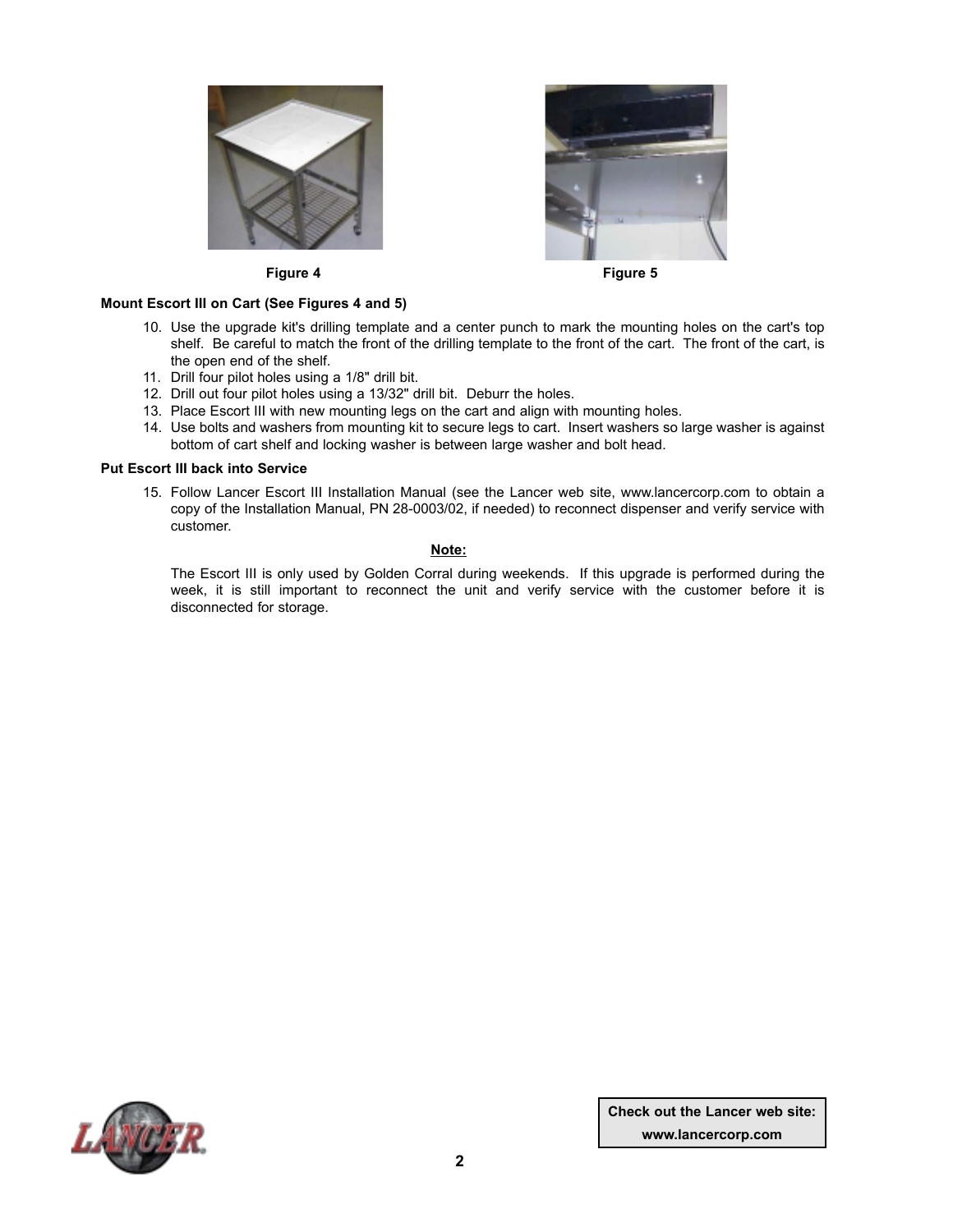Figure 4

Figure 5

**Mount Escort III on Cart (See Figures 4 and 5)**

10. Use the upgrade kit's drilling template and a center punch to mark the mounting holes on the cart's top shelf. Be careful to match the front of the drilling template to the front of the cart. The front of the cart, is the open end of the shelf.
11. Drill four pilot holes using a 1/8" drill bit.
12. Drill out four pilot holes using a 13/32" drill bit. Deburr the holes.
13. Place Escort III with new mounting legs on the cart and align with mounting holes.
14. Use bolts and washers from mounting kit to secure legs to cart. Insert washers so large washer is against bottom of cart shelf and locking washer is between large washer and bolt head.

**Put Escort III back into Service**

15. Follow Lancer Escort III Installation Manual (see the Lancer web site, www.lancercorp.com to obtain a copy of the Installation Manual, PN 28-0003/02, if needed) to reconnect dispenser and verify service with customer.

**Note:**

The Escort III is only used by Golden Corral during weekends. If this upgrade is performed during the week, it is still important to reconnect the unit and verify service with the customer before it is disconnected for storage.

**Check out the Lancer web site:**
**www.lancercorp.com**